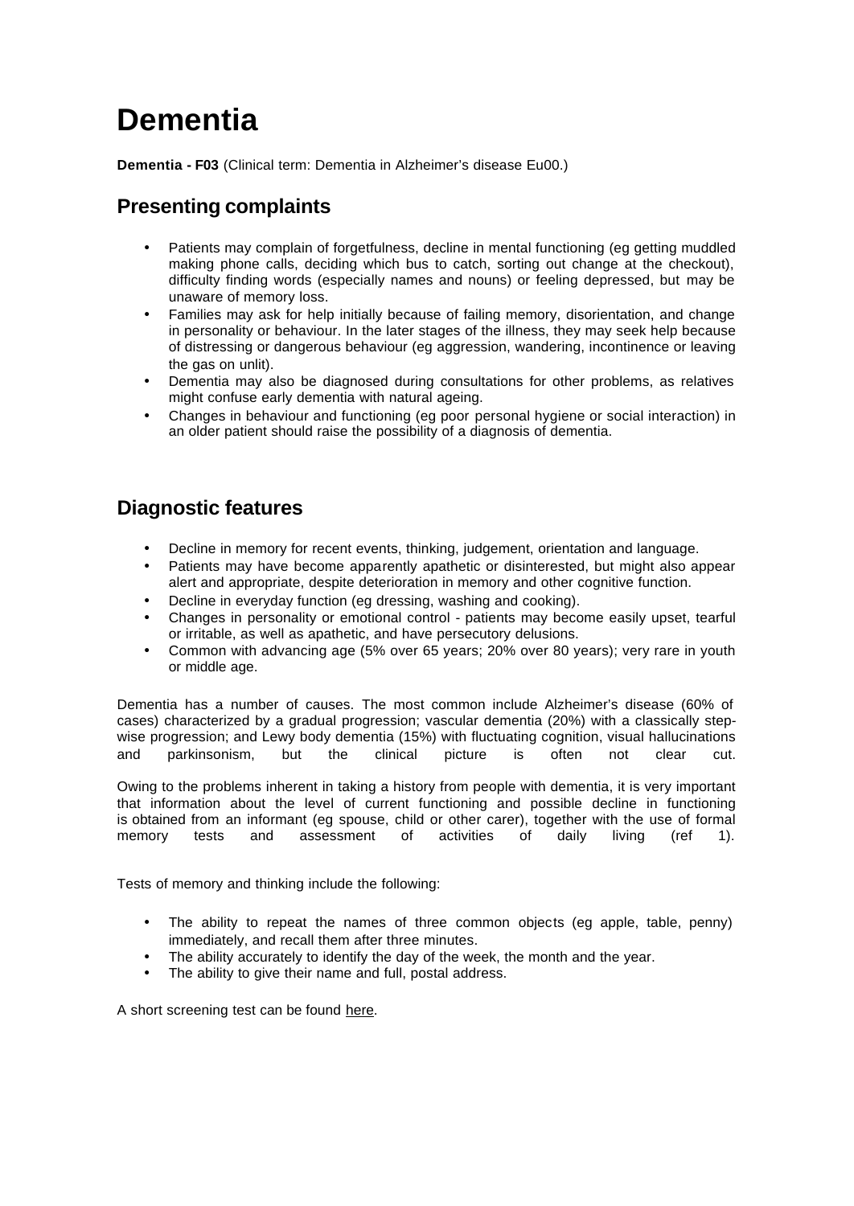# Dementia

**Dementia - F03** (Clinical term: Dementia in Alzheimer's disease Eu00.)

## Presenting complaints

- Patients may complain of forgetfulness, decline in mental functioning (eg getting muddled making phone calls, deciding which bus to catch, sorting out change at the checkout), difficulty finding words (especially names and nouns) or feeling depressed, but may be unaware of memory loss.
- Families may ask for help initially because of failing memory, disorientation, and change in personality or behaviour. In the later stages of the illness, they may seek help because of distressing or dangerous behaviour (eg aggression, wandering, incontinence or leaving the gas on unlit).
- Dementia may also be diagnosed during consultations for other problems, as relatives might confuse early dementia with natural ageing.
- Changes in behaviour and functioning (eg poor personal hygiene or social interaction) in an older patient should raise the possibility of a diagnosis of dementia.

## Diagnostic features

- Decline in memory for recent events, thinking, judgement, orientation and language.
- Patients may have become apparently apathetic or disinterested, but might also appear alert and appropriate, despite deterioration in memory and other cognitive function.
- Decline in everyday function (eg dressing, washing and cooking).
- Changes in personality or emotional control - patients may become easily upset, tearful or irritable, as well as apathetic, and have persecutory delusions.
- Common with advancing age (5% over 65 years; 20% over 80 years); very rare in youth or middle age.

Dementia has a number of causes. The most common include Alzheimer's disease (60% of cases) characterized by a gradual progression; vascular dementia (20%) with a classically step-wise progression; and Lewy body dementia (15%) with fluctuating cognition, visual hallucinations and parkinsonism, but the clinical picture is often not clear cut.

Owing to the problems inherent in taking a history from people with dementia, it is very important that information about the level of current functioning and possible decline in functioning is obtained from an informant (eg spouse, child or other carer), together with the use of formal memory tests and assessment of activities of daily living (ref 1).

Tests of memory and thinking include the following:

- The ability to repeat the names of three common objects (eg apple, table, penny) immediately, and recall them after three minutes.
- The ability accurately to identify the day of the week, the month and the year.
- The ability to give their name and full, postal address.

A short screening test can be found here.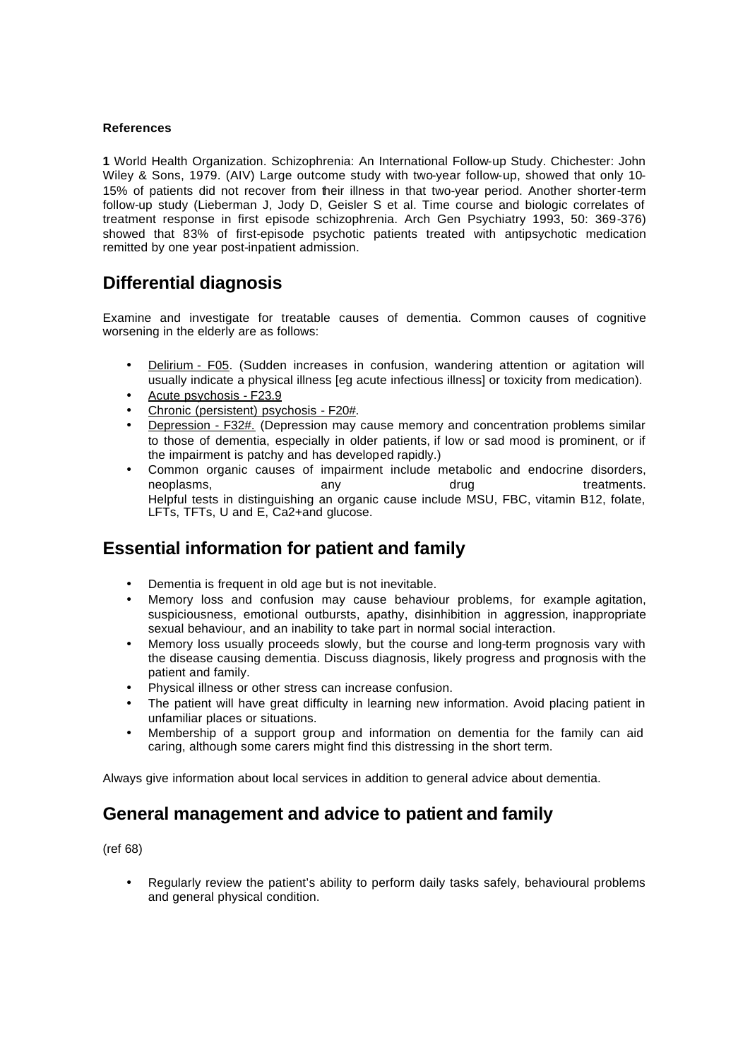**References**

**1** World Health Organization. Schizophrenia: An International Follow-up Study. Chichester: John Wiley & Sons, 1979. (AIV) Large outcome study with two-year follow-up, showed that only 10-15% of patients did not recover from their illness in that two-year period. Another shorter-term follow-up study (Lieberman J, Jody D, Geisler S et al. Time course and biologic correlates of treatment response in first episode schizophrenia. Arch Gen Psychiatry 1993, 50: 369-376) showed that 83% of first-episode psychotic patients treated with antipsychotic medication remitted by one year post-inpatient admission.

## Differential diagnosis

Examine and investigate for treatable causes of dementia. Common causes of cognitive worsening in the elderly are as follows:

- Delirium - F05. (Sudden increases in confusion, wandering attention or agitation will usually indicate a physical illness [eg acute infectious illness] or toxicity from medication).
- Acute psychosis - F23.9
- Chronic (persistent) psychosis - F20#.
- Depression - F32#. (Depression may cause memory and concentration problems similar to those of dementia, especially in older patients, if low or sad mood is prominent, or if the impairment is patchy and has developed rapidly.)
- Common organic causes of impairment include metabolic and endocrine disorders, neoplasms, any drug treatments.
  Helpful tests in distinguishing an organic cause include MSU, FBC, vitamin B12, folate, LFTs, TFTs, U and E, Ca2+and glucose.

## Essential information for patient and family

- Dementia is frequent in old age but is not inevitable.
- Memory loss and confusion may cause behaviour problems, for example agitation, suspiciousness, emotional outbursts, apathy, disinhibition in aggression, inappropriate sexual behaviour, and an inability to take part in normal social interaction.
- Memory loss usually proceeds slowly, but the course and long-term prognosis vary with the disease causing dementia. Discuss diagnosis, likely progress and prognosis with the patient and family.
- Physical illness or other stress can increase confusion.
- The patient will have great difficulty in learning new information. Avoid placing patient in unfamiliar places or situations.
- Membership of a support group and information on dementia for the family can aid caring, although some carers might find this distressing in the short term.

Always give information about local services in addition to general advice about dementia.

## General management and advice to patient and family

(ref 68)

- Regularly review the patient's ability to perform daily tasks safely, behavioural problems and general physical condition.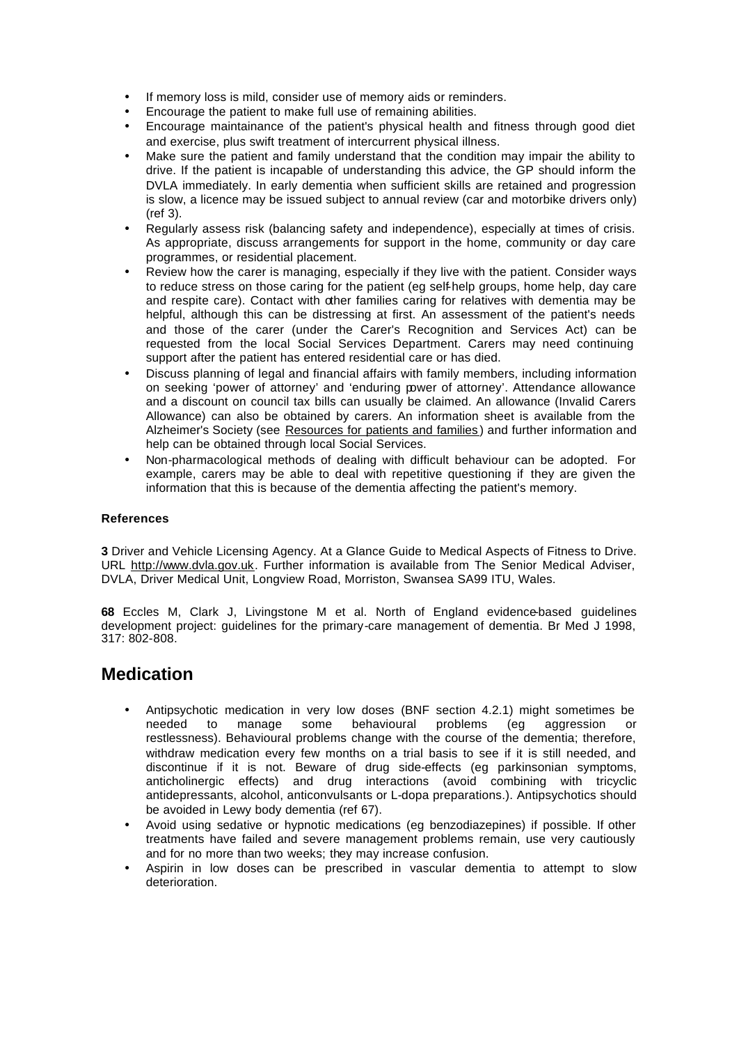- If memory loss is mild, consider use of memory aids or reminders.
- Encourage the patient to make full use of remaining abilities.
- Encourage maintainance of the patient's physical health and fitness through good diet and exercise, plus swift treatment of intercurrent physical illness.
- Make sure the patient and family understand that the condition may impair the ability to drive. If the patient is incapable of understanding this advice, the GP should inform the DVLA immediately. In early dementia when sufficient skills are retained and progression is slow, a licence may be issued subject to annual review (car and motorbike drivers only) (ref 3).
- Regularly assess risk (balancing safety and independence), especially at times of crisis. As appropriate, discuss arrangements for support in the home, community or day care programmes, or residential placement.
- Review how the carer is managing, especially if they live with the patient. Consider ways to reduce stress on those caring for the patient (eg self-help groups, home help, day care and respite care). Contact with other families caring for relatives with dementia may be helpful, although this can be distressing at first. An assessment of the patient's needs and those of the carer (under the Carer's Recognition and Services Act) can be requested from the local Social Services Department. Carers may need continuing support after the patient has entered residential care or has died.
- Discuss planning of legal and financial affairs with family members, including information on seeking 'power of attorney' and 'enduring power of attorney'. Attendance allowance and a discount on council tax bills can usually be claimed. An allowance (Invalid Carers Allowance) can also be obtained by carers. An information sheet is available from the Alzheimer's Society (see Resources for patients and families) and further information and help can be obtained through local Social Services.
- Non-pharmacological methods of dealing with difficult behaviour can be adopted. For example, carers may be able to deal with repetitive questioning if they are given the information that this is because of the dementia affecting the patient's memory.

#### References

**3** Driver and Vehicle Licensing Agency. At a Glance Guide to Medical Aspects of Fitness to Drive. URL http://www.dvla.gov.uk. Further information is available from The Senior Medical Adviser, DVLA, Driver Medical Unit, Longview Road, Morriston, Swansea SA99 ITU, Wales.

**68** Eccles M, Clark J, Livingstone M et al. North of England evidence-based guidelines development project: guidelines for the primary-care management of dementia. Br Med J 1998, 317: 802-808.

## Medication

- Antipsychotic medication in very low doses (BNF section 4.2.1) might sometimes be needed to manage some behavioural problems (eg aggression or restlessness). Behavioural problems change with the course of the dementia; therefore, withdraw medication every few months on a trial basis to see if it is still needed, and discontinue if it is not. Beware of drug side-effects (eg parkinsonian symptoms, anticholinergic effects) and drug interactions (avoid combining with tricyclic antidepressants, alcohol, anticonvulsants or L-dopa preparations.). Antipsychotics should be avoided in Lewy body dementia (ref 67).
- Avoid using sedative or hypnotic medications (eg benzodiazepines) if possible. If other treatments have failed and severe management problems remain, use very cautiously and for no more than two weeks; they may increase confusion.
- Aspirin in low doses can be prescribed in vascular dementia to attempt to slow deterioration.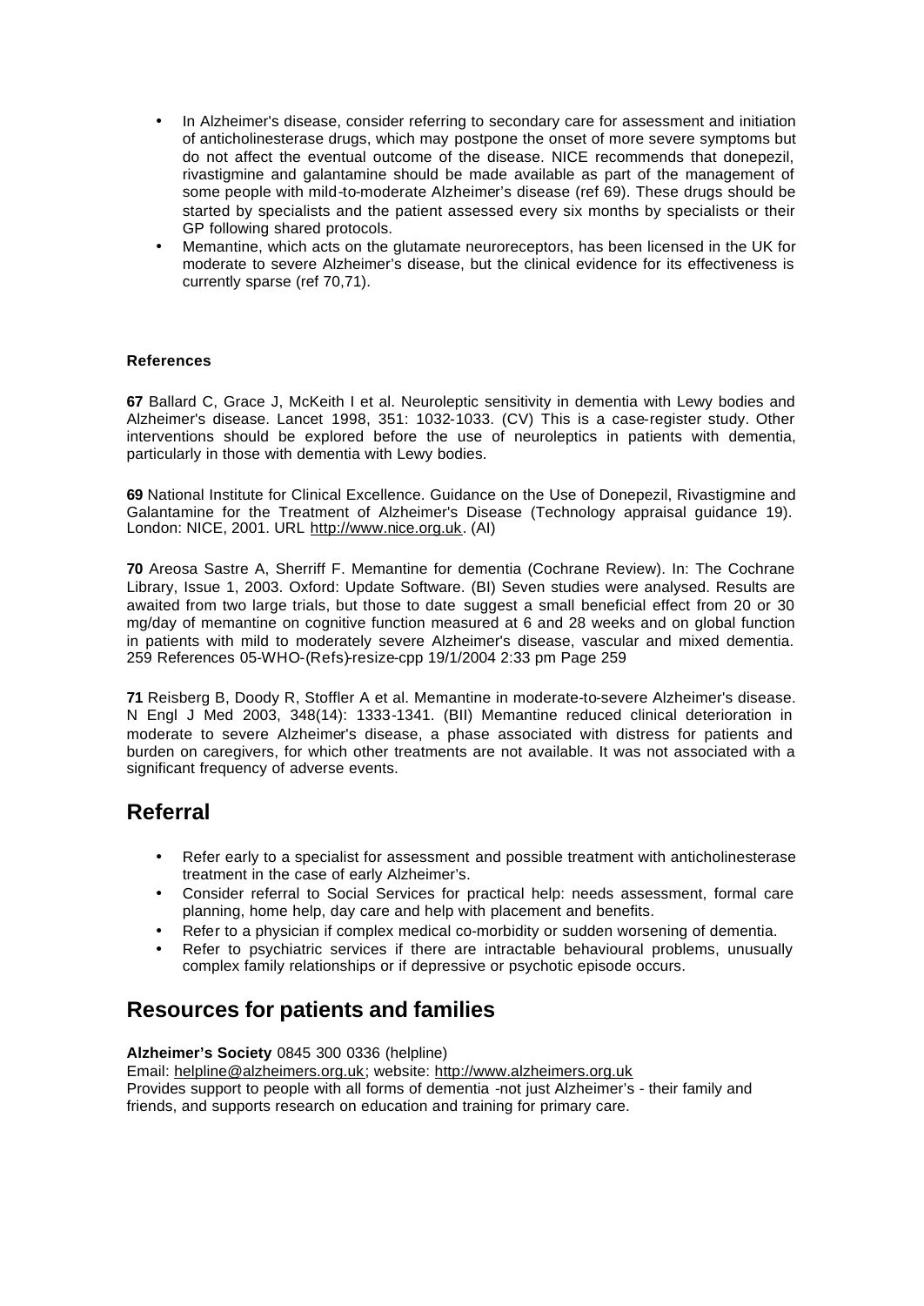- In Alzheimer's disease, consider referring to secondary care for assessment and initiation of anticholinesterase drugs, which may postpone the onset of more severe symptoms but do not affect the eventual outcome of the disease. NICE recommends that donepezil, rivastigmine and galantamine should be made available as part of the management of some people with mild-to-moderate Alzheimer's disease (ref 69). These drugs should be started by specialists and the patient assessed every six months by specialists or their GP following shared protocols.
- Memantine, which acts on the glutamate neuroreceptors, has been licensed in the UK for moderate to severe Alzheimer's disease, but the clinical evidence for its effectiveness is currently sparse (ref 70,71).

**References**

**67** Ballard C, Grace J, McKeith I et al. Neuroleptic sensitivity in dementia with Lewy bodies and Alzheimer's disease. Lancet 1998, 351: 1032-1033. (CV) This is a case-register study. Other interventions should be explored before the use of neuroleptics in patients with dementia, particularly in those with dementia with Lewy bodies.

**69** National Institute for Clinical Excellence. Guidance on the Use of Donepezil, Rivastigmine and Galantamine for the Treatment of Alzheimer's Disease (Technology appraisal guidance 19). London: NICE, 2001. URL http://www.nice.org.uk. (AI)

**70** Areosa Sastre A, Sherriff F. Memantine for dementia (Cochrane Review). In: The Cochrane Library, Issue 1, 2003. Oxford: Update Software. (BI) Seven studies were analysed. Results are awaited from two large trials, but those to date suggest a small beneficial effect from 20 or 30 mg/day of memantine on cognitive function measured at 6 and 28 weeks and on global function in patients with mild to moderately severe Alzheimer's disease, vascular and mixed dementia.

**71** Reisberg B, Doody R, Stoffler A et al. Memantine in moderate-to-severe Alzheimer's disease. N Engl J Med 2003, 348(14): 1333-1341. (BII) Memantine reduced clinical deterioration in moderate to severe Alzheimer's disease, a phase associated with distress for patients and burden on caregivers, for which other treatments are not available. It was not associated with a significant frequency of adverse events.

## Referral

- Refer early to a specialist for assessment and possible treatment with anticholinesterase treatment in the case of early Alzheimer's.
- Consider referral to Social Services for practical help: needs assessment, formal care planning, home help, day care and help with placement and benefits.
- Refer to a physician if complex medical co-morbidity or sudden worsening of dementia.
- Refer to psychiatric services if there are intractable behavioural problems, unusually complex family relationships or if depressive or psychotic episode occurs.

## Resources for patients and families

**Alzheimer's Society** 0845 300 0336 (helpline)
Email: helpline@alzheimers.org.uk; website: http://www.alzheimers.org.uk
Provides support to people with all forms of dementia -not just Alzheimer's - their family and friends, and supports research on education and training for primary care.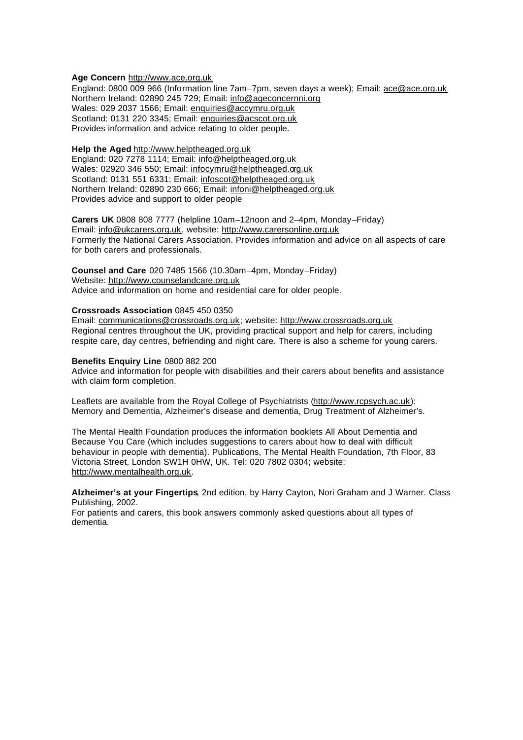**Age Concern** http://www.ace.org.uk
England: 0800 009 966 (Information line 7am–7pm, seven days a week); Email: ace@ace.org.uk
Northern Ireland: 02890 245 729; Email: info@ageconcernni.org
Wales: 029 2037 1566; Email: enquiries@accymru.org.uk
Scotland: 0131 220 3345; Email: enquiries@acscot.org.uk
Provides information and advice relating to older people.

**Help the Aged** http://www.helptheaged.org.uk
England: 020 7278 1114; Email: info@helptheaged.org.uk
Wales: 02920 346 550; Email: infocymru@helptheaged.org.uk
Scotland: 0131 551 6331; Email: infoscot@helptheaged.org.uk
Northern Ireland: 02890 230 666; Email: infoni@helptheaged.org.uk
Provides advice and support to older people

**Carers UK** 0808 808 7777 (helpline 10am–12noon and 2–4pm, Monday–Friday)
Email: info@ukcarers.org.uk, website: http://www.carersonline.org.uk
Formerly the National Carers Association. Provides information and advice on all aspects of care for both carers and professionals.

**Counsel and Care** 020 7485 1566 (10.30am–4pm, Monday–Friday)
Website: http://www.counselandcare.org.uk
Advice and information on home and residential care for older people.

**Crossroads Association** 0845 450 0350
Email: communications@crossroads.org.uk; website: http://www.crossroads.org.uk
Regional centres throughout the UK, providing practical support and help for carers, including respite care, day centres, befriending and night care. There is also a scheme for young carers.

**Benefits Enquiry Line** 0800 882 200
Advice and information for people with disabilities and their carers about benefits and assistance with claim form completion.

Leaflets are available from the Royal College of Psychiatrists (http://www.rcpsych.ac.uk): Memory and Dementia, Alzheimer's disease and dementia, Drug Treatment of Alzheimer's.

The Mental Health Foundation produces the information booklets All About Dementia and Because You Care (which includes suggestions to carers about how to deal with difficult behaviour in people with dementia). Publications, The Mental Health Foundation, 7th Floor, 83 Victoria Street, London SW1H 0HW, UK. Tel: 020 7802 0304; website: http://www.mentalhealth.org.uk.

**Alzheimer's at your Fingertips**, 2nd edition, by Harry Cayton, Nori Graham and J Warner. Class Publishing, 2002.
For patients and carers, this book answers commonly asked questions about all types of dementia.